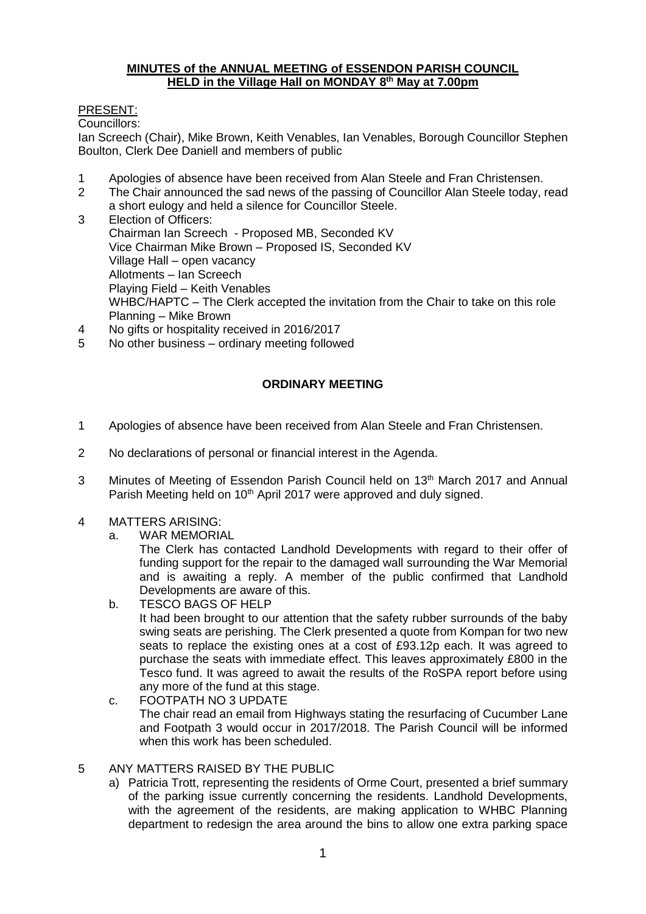**MINUTES of the ANNUAL MEETING of ESSENDON PARISH COUNCIL**
**HELD in the Village Hall on MONDAY 8th May at 7.00pm**

PRESENT:

Councillors:

Ian Screech (Chair), Mike Brown, Keith Venables, Ian Venables, Borough Councillor Stephen Boulton, Clerk Dee Daniell and members of public

1. Apologies of absence have been received from Alan Steele and Fran Christensen.
2. The Chair announced the sad news of the passing of Councillor Alan Steele today, read a short eulogy and held a silence for Councillor Steele.
3. Election of Officers:
   Chairman Ian Screech - Proposed MB, Seconded KV
   Vice Chairman Mike Brown – Proposed IS, Seconded KV
   Village Hall – open vacancy
   Allotments – Ian Screech
   Playing Field – Keith Venables
   WHBC/HAPTC – The Clerk accepted the invitation from the Chair to take on this role
   Planning – Mike Brown
4. No gifts or hospitality received in 2016/2017
5. No other business – ordinary meeting followed

**ORDINARY MEETING**

1. Apologies of absence have been received from Alan Steele and Fran Christensen.

2. No declarations of personal or financial interest in the Agenda.

3. Minutes of Meeting of Essendon Parish Council held on 13th March 2017 and Annual Parish Meeting held on 10th April 2017 were approved and duly signed.

4. MATTERS ARISING:
   a. WAR MEMORIAL
      The Clerk has contacted Landhold Developments with regard to their offer of funding support for the repair to the damaged wall surrounding the War Memorial and is awaiting a reply. A member of the public confirmed that Landhold Developments are aware of this.
   b. TESCO BAGS OF HELP
      It had been brought to our attention that the safety rubber surrounds of the baby swing seats are perishing. The Clerk presented a quote from Kompan for two new seats to replace the existing ones at a cost of £93.12p each. It was agreed to purchase the seats with immediate effect. This leaves approximately £800 in the Tesco fund. It was agreed to await the results of the RoSPA report before using any more of the fund at this stage.
   c. FOOTPATH NO 3 UPDATE
      The chair read an email from Highways stating the resurfacing of Cucumber Lane and Footpath 3 would occur in 2017/2018. The Parish Council will be informed when this work has been scheduled.

5. ANY MATTERS RAISED BY THE PUBLIC
   a) Patricia Trott, representing the residents of Orme Court, presented a brief summary of the parking issue currently concerning the residents. Landhold Developments, with the agreement of the residents, are making application to WHBC Planning department to redesign the area around the bins to allow one extra parking space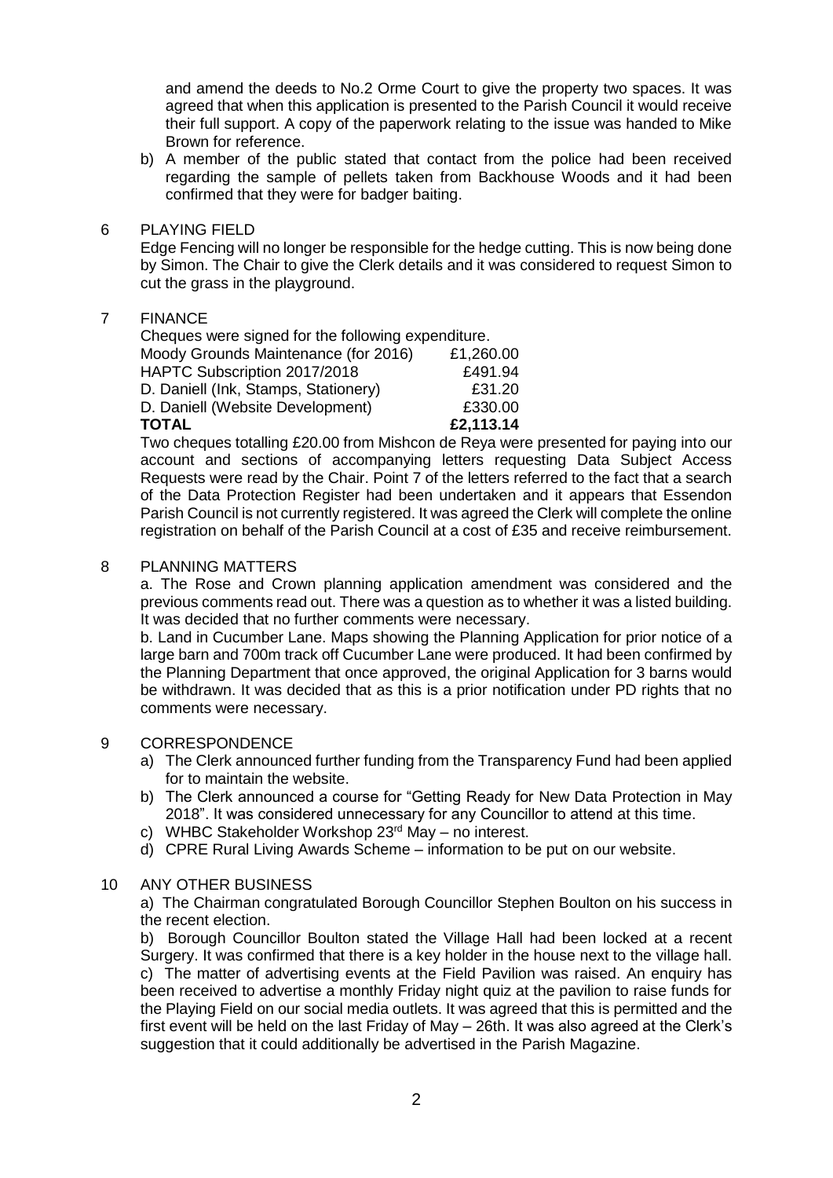and amend the deeds to No.2 Orme Court to give the property two spaces. It was agreed that when this application is presented to the Parish Council it would receive their full support. A copy of the paperwork relating to the issue was handed to Mike Brown for reference.

b) A member of the public stated that contact from the police had been received regarding the sample of pellets taken from Backhouse Woods and it had been confirmed that they were for badger baiting.

## 6 PLAYING FIELD

Edge Fencing will no longer be responsible for the hedge cutting. This is now being done by Simon. The Chair to give the Clerk details and it was considered to request Simon to cut the grass in the playground.

## 7 FINANCE

Cheques were signed for the following expenditure.

| | |
|---|---|
| Moody Grounds Maintenance (for 2016) | £1,260.00 |
| HAPTC Subscription 2017/2018 | £491.94 |
| D. Daniell (Ink, Stamps, Stationery) | £31.20 |
| D. Daniell (Website Development) | £330.00 |
| **TOTAL** | **£2,113.14** |

Two cheques totalling £20.00 from Mishcon de Reya were presented for paying into our account and sections of accompanying letters requesting Data Subject Access Requests were read by the Chair. Point 7 of the letters referred to the fact that a search of the Data Protection Register had been undertaken and it appears that Essendon Parish Council is not currently registered. It was agreed the Clerk will complete the online registration on behalf of the Parish Council at a cost of £35 and receive reimbursement.

## 8 PLANNING MATTERS

a. The Rose and Crown planning application amendment was considered and the previous comments read out. There was a question as to whether it was a listed building. It was decided that no further comments were necessary.

b. Land in Cucumber Lane. Maps showing the Planning Application for prior notice of a large barn and 700m track off Cucumber Lane were produced. It had been confirmed by the Planning Department that once approved, the original Application for 3 barns would be withdrawn. It was decided that as this is a prior notification under PD rights that no comments were necessary.

## 9 CORRESPONDENCE

a) The Clerk announced further funding from the Transparency Fund had been applied for to maintain the website.

b) The Clerk announced a course for "Getting Ready for New Data Protection in May 2018". It was considered unnecessary for any Councillor to attend at this time.

c) WHBC Stakeholder Workshop 23rd May – no interest.

d) CPRE Rural Living Awards Scheme – information to be put on our website.

## 10 ANY OTHER BUSINESS

a) The Chairman congratulated Borough Councillor Stephen Boulton on his success in the recent election.

b) Borough Councillor Boulton stated the Village Hall had been locked at a recent Surgery. It was confirmed that there is a key holder in the house next to the village hall.

c) The matter of advertising events at the Field Pavilion was raised. An enquiry has been received to advertise a monthly Friday night quiz at the pavilion to raise funds for the Playing Field on our social media outlets. It was agreed that this is permitted and the first event will be held on the last Friday of May – 26th. It was also agreed at the Clerk's suggestion that it could additionally be advertised in the Parish Magazine.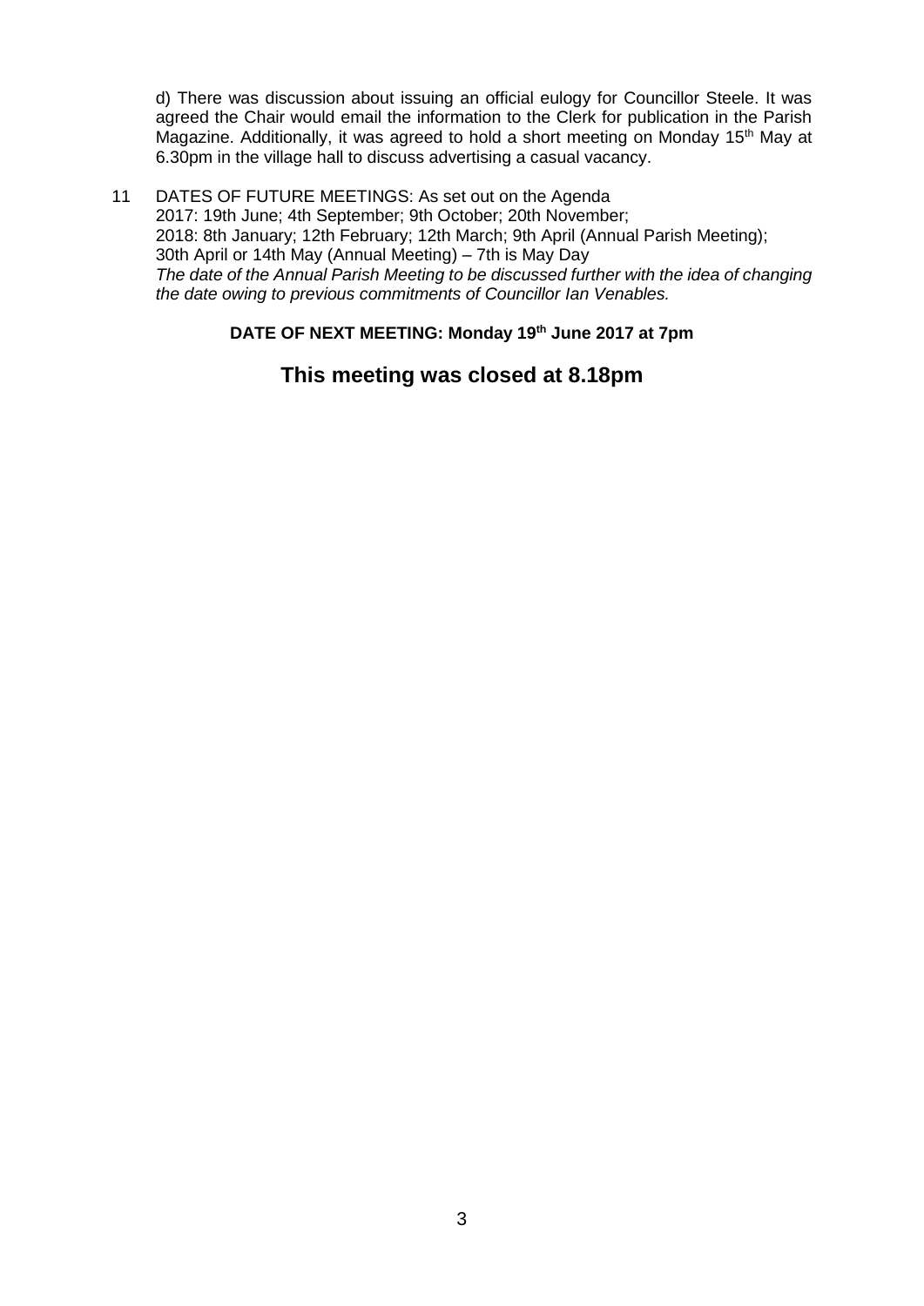d) There was discussion about issuing an official eulogy for Councillor Steele. It was agreed the Chair would email the information to the Clerk for publication in the Parish Magazine. Additionally, it was agreed to hold a short meeting on Monday 15th May at 6.30pm in the village hall to discuss advertising a casual vacancy.

11 DATES OF FUTURE MEETINGS: As set out on the Agenda
2017: 19th June; 4th September; 9th October; 20th November;
2018: 8th January; 12th February; 12th March; 9th April (Annual Parish Meeting);
30th April or 14th May (Annual Meeting) – 7th is May Day
*The date of the Annual Parish Meeting to be discussed further with the idea of changing the date owing to previous commitments of Councillor Ian Venables.*

**DATE OF NEXT MEETING: Monday 19th June 2017 at 7pm**

## This meeting was closed at 8.18pm